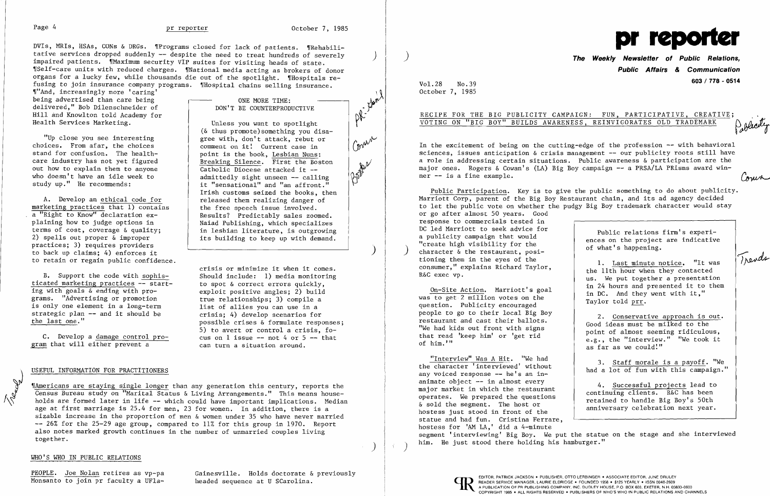DVIs, MRIs, HSAs, CONs & DRGs. ¶Programs closed for lack of patients. ¶Rehabilitative services dropped suddenly -- despite the need to treat hundreds of severely impaired patients. ¶Maximum security VIP suites for visiting heads of state. ¶Self-care units with reduced charges. ¶National media acting as brokers of donor organs for a lucky few, while thousands die out of the spotlight. ¶Hospitals refusing to join insurance company programs. ¶Hospital chains selling insurance. ¶"And, increasingly more 'caring' being advertised than care being delivered," Bob Dilenschneider of Hill and Knowlton told Academy for Health Services Marketing.

"Up close you see interesting choices. From afar, the choices stand for confusion. The healthcare industry has not yet figured out how to explain them to anyone who doesn't have an idle week to study up." He recommends:

A. Develop an ethical code for marketing practices that 1) contains a "Right to Know" declaration explaining how to judge options in terms of cost, coverage & quality; 2) spells out proper & improper practices; 3) requires providers to back up claims; 4) enforces it to retain or regain public confidence.

B. Support the code with sophisticated marketing practices -- starting with goals & ending with programs. "Advertising or promotion is only one element in a long-term strategic plan -- and it should be the last one."

C. Develop a damage control program that will either prevent a crisis or minimize it when it comes. Should include: 1) media monitoring to spot & correct errors quickly, exploit positive angles; 2) build true relationships; 3) compile a list of allies you can use in a crisis; 4) develop scenarios for possible crises & formulate responses; 5) to avert or control a crisis, focus on 1 issue -- not 4 or 5 -- that can turn a situation around.

> **ONE MORE TIME: DON'T BE COUNTERPRODUCTIVE**
>
> Unless you want to spotlight (& thus promote) something you disagree with, don't attack, rebut or comment on it! Current case in point is the book, Lesbian Nuns: Breaking Silence. First the Boston Catholic Diocese attacked it -- admittedly sight unseen -- calling it "sensational" and "an affront." Irish customs seized the books, then released them realizing danger of the free speech issue involved. Results? Predictably sales zoomed. Naiad Publishing, which specializes in lesbian literature, is outgrowing its building to keep up with demand.

## USEFUL INFORMATION FOR PRACTITIONERS

¶Americans are staying single longer than any generation this century, reports the Census Bureau study on "Marital Status & Living Arrangements." This means households are formed later in life -- which could have important implications. Median age at first marriage is 25.4 for men, 23 for women. In addition, there is a sizable increase in the proportion of men & women under 35 who have never married -- 26% for the 25-29 age group, compared to 11% for this group in 1970. Report also notes marked growth continues in the number of unmarried couples living together.

## WHO'S WHO IN PUBLIC RELATIONS

PEOPLE. Joe Nolan retires as vp-pa Monsanto to join pr faculty a UFla-Gainesville. Holds doctorate & previously headed sequence at U SCarolina.

# pr reporter

**The Weekly Newsletter of Public Relations, Public Affairs & Communication**

603 / 778 - 0514

Vol.28 No.39
October 7, 1985

## RECIPE FOR THE BIG PUBLICITY CAMPAIGN: FUN, PARTICIPATIVE, CREATIVE; VOTING ON "BIG BOY" BUILDS AWARENESS, REINVIGORATES OLD TRADEMARK

In the excitement of being on the cutting-edge of the profession -- with behavioral sciences, issues anticipation & crisis management -- our publicity roots still have a role in addressing certain situations. Public awareness & participation are the major ones. Rogers & Cowan's (LA) Big Boy campaign -- a PRSA/LA PRisms award winner -- is a fine example.

Public Participation. Key is to give the public something to do about publicity. Marriott Corp, parent of the Big Boy Restaurant chain, and its ad agency decided to let the public vote on whether the pudgy Big Boy trademark character would stay or go after almost 50 years. Good response to commercials tested in DC led Marriott to seek advice for a publicity campaign that would "create high visibility for the character & the restaurant, positioning them in the eyes of the consumer," explains Richard Taylor, R&C exec vp.

On-Site Action. Marriott's goal was to get 2 million votes on the question. Publicity encouraged people to go to their local Big Boy restaurant and cast their ballots. "We had kids out front with signs that read 'keep him' or 'get rid of him.'"

"Interview" Was A Hit. "We had the character 'interviewed' without any voiced response -- he's an inanimate object -- in almost every major market in which the restaurant operates. We prepared the questions & sold the segment. The host or hostess just stood in front of the statue and had fun. Cristina Ferrare, hostess for 'AM LA,' did a 4-minute segment 'interviewing' Big Boy. We put the statue on the stage and she interviewed him. He just stood there holding his hamburger."

> Public relations firm's experiences on the project are indicative of what's happening.
>
> 1. Last minute notice. "It was the 11th hour when they contacted us. We put together a presentation in 24 hours and presented it to them in DC. And they went with it," Taylor told prr.
>
> 2. Conservative approach is out. Good ideas must be milked to the point of almost seeming ridiculous, e.g., the "interview." "We took it as far as we could!"
>
> 3. Staff morale is a payoff. "We had a lot of fun with this campaign."
>
> 4. Successful projects lead to continuing clients. R&C has been retained to handle Big Boy's 50th anniversary celebration next year.

EDITOR, PATRICK JACKSON • PUBLISHER, OTTO LERBINGER • ASSOCIATE EDITOR, JUNE DRULEY • READER SERVICE MANAGER, LAURIE ELDRIDGE • FOUNDED 1958 • $125 YEARLY • ISSN 0048-2609 • A PUBLICATION OF PR PUBLISHING COMPANY, INC. DUDLEY HOUSE, P.O. BOX 600, EXETER, N.H. 03833-0600 • COPYRIGHT 1985 • ALL RIGHTS RESERVED • PUBLISHERS OF WHO'S WHO IN PUBLIC RELATIONS AND CHANNELS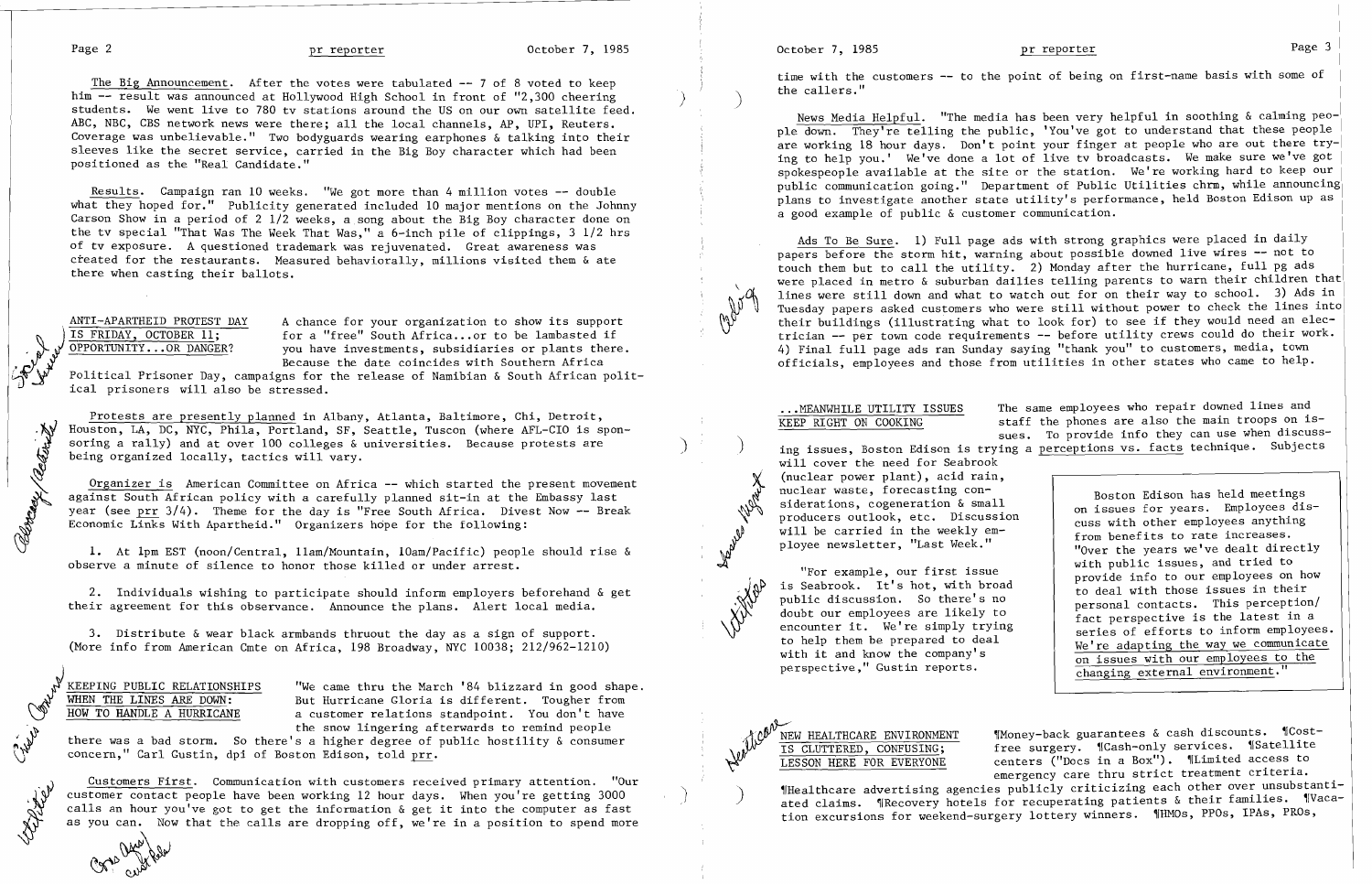The Big Announcement. After the votes were tabulated -- 7 of 8 voted to keep him -- result was announced at Hollywood High School in front of "2,300 cheering students. We went live to 780 tv stations around the US on our own satellite feed. ABC, NBC, CBS network news were there; all the local channels, AP, UPI, Reuters. Coverage was unbelievable." Two bodyguards wearing earphones & talking into their sleeves like the secret service, carried in the Big Boy character which had been positioned as the "Real Candidate."

Results. Campaign ran 10 weeks. "We got more than 4 million votes -- double what they hoped for." Publicity generated included 10 major mentions on the Johnny Carson Show in a period of 2 1/2 weeks, a song about the Big Boy character done on the tv special "That Was The Week That Was," a 6-inch pile of clippings, 3 1/2 hrs of tv exposure. A questioned trademark was rejuvenated. Great awareness was created for the restaurants. Measured behaviorally, millions visited them & ate there when casting their ballots.

## ANTI-APARTHEID PROTEST DAY IS FRIDAY, OCTOBER 11; OPPORTUNITY...OR DANGER?

A chance for your organization to show its support for a "free" South Africa...or to be lambasted if you have investments, subsidiaries or plants there. Because the date coincides with Southern Africa Political Prisoner Day, campaigns for the release of Namibian & South African political prisoners will also be stressed.

Protests are presently planned in Albany, Atlanta, Baltimore, Chi, Detroit, Houston, LA, DC, NYC, Phila, Portland, SF, Seattle, Tuscon (where AFL-CIO is sponsoring a rally) and at over 100 colleges & universities. Because protests are being organized locally, tactics will vary.

Organizer is American Committee on Africa -- which started the present movement against South African policy with a carefully planned sit-in at the Embassy last year (see prr 3/4). Theme for the day is "Free South Africa. Divest Now -- Break Economic Links With Apartheid." Organizers hope for the following:

1. At 1pm EST (noon/Central, 11am/Mountain, 10am/Pacific) people should rise & observe a minute of silence to honor those killed or under arrest.

2. Individuals wishing to participate should inform employers beforehand & get their agreement for this observance. Announce the plans. Alert local media.

3. Distribute & wear black armbands thruout the day as a sign of support. (More info from American Cmte on Africa, 198 Broadway, NYC 10038; 212/962-1210)

## KEEPING PUBLIC RELATIONSHIPS WHEN THE LINES ARE DOWN: HOW TO HANDLE A HURRICANE

"We came thru the March '84 blizzard in good shape. But Hurricane Gloria is different. Tougher from a customer relations standpoint. You don't have the snow lingering afterwards to remind people there was a bad storm. So there's a higher degree of public hostility & consumer concern," Carl Gustin, dpi of Boston Edison, told prr.

Customers First. Communication with customers received primary attention. "Our customer contact people have been working 12 hour days. When you're getting 3000 calls an hour you've got to get the information & get it into the computer as fast as you can. Now that the calls are dropping off, we're in a position to spend more time with the customers -- to the point of being on first-name basis with some of the callers."

News Media Helpful. "The media has been very helpful in soothing & calming people down. They're telling the public, 'You've got to understand that these people are working 18 hour days. Don't point your finger at people who are out there trying to help you.' We've done a lot of live tv broadcasts. We make sure we've got spokespeople available at the site or the station. We're working hard to keep our public communication going." Department of Public Utilities chrm, while announcing plans to investigate another state utility's performance, held Boston Edison up as a good example of public & customer communication.

Ads To Be Sure. 1) Full page ads with strong graphics were placed in daily papers before the storm hit, warning about possible downed live wires -- not to touch them but to call the utility. 2) Monday after the hurricane, full pg ads were placed in metro & suburban dailies telling parents to warn their children that lines were still down and what to watch out for on their way to school. 3) Ads in Tuesday papers asked customers who were still without power to check the lines into their buildings (illustrating what to look for) to see if they would need an electrician -- per town code requirements -- before utility crews could do their work. 4) Final full page ads ran Sunday saying "thank you" to customers, media, town officials, employees and those from utilities in other states who came to help.

## ...MEANWHILE UTILITY ISSUES KEEP RIGHT ON COOKING

The same employees who repair downed lines and staff the phones are also the main troops on issues. To provide info they can use when discussing issues, Boston Edison is trying a perceptions vs. facts technique. Subjects will cover the need for Seabrook (nuclear power plant), acid rain, nuclear waste, forecasting considerations, cogeneration & small producers outlook, etc. Discussion will be carried in the weekly employee newsletter, "Last Week."

"For example, our first issue is Seabrook. It's hot, with broad public discussion. So there's no doubt our employees are likely to encounter it. We're simply trying to help them be prepared to deal with it and know the company's perspective," Gustin reports.

> Boston Edison has held meetings on issues for years. Employees discuss with other employees anything from benefits to rate increases. "Over the years we've dealt directly with public issues, and tried to provide info to our employees on how to deal with those issues in their personal contacts. This perception/fact perspective is the latest in a series of efforts to inform employees. We're adapting the way we communicate on issues with our employees to the changing external environment."

## NEW HEALTHCARE ENVIRONMENT IS CLUTTERED, CONFUSING; LESSON HERE FOR EVERYONE

¶Money-back guarantees & cash discounts. ¶Cost-free surgery. ¶Cash-only services. ¶Satellite centers ("Docs in a Box"). ¶Limited access to emergency care thru strict treatment criteria. ¶Healthcare advertising agencies publicly criticizing each other over unsubstantiated claims. ¶Recovery hotels for recuperating patients & their families. ¶Vacation excursions for weekend-surgery lottery winners. ¶HMOs, PPOs, IPAs, PROs,